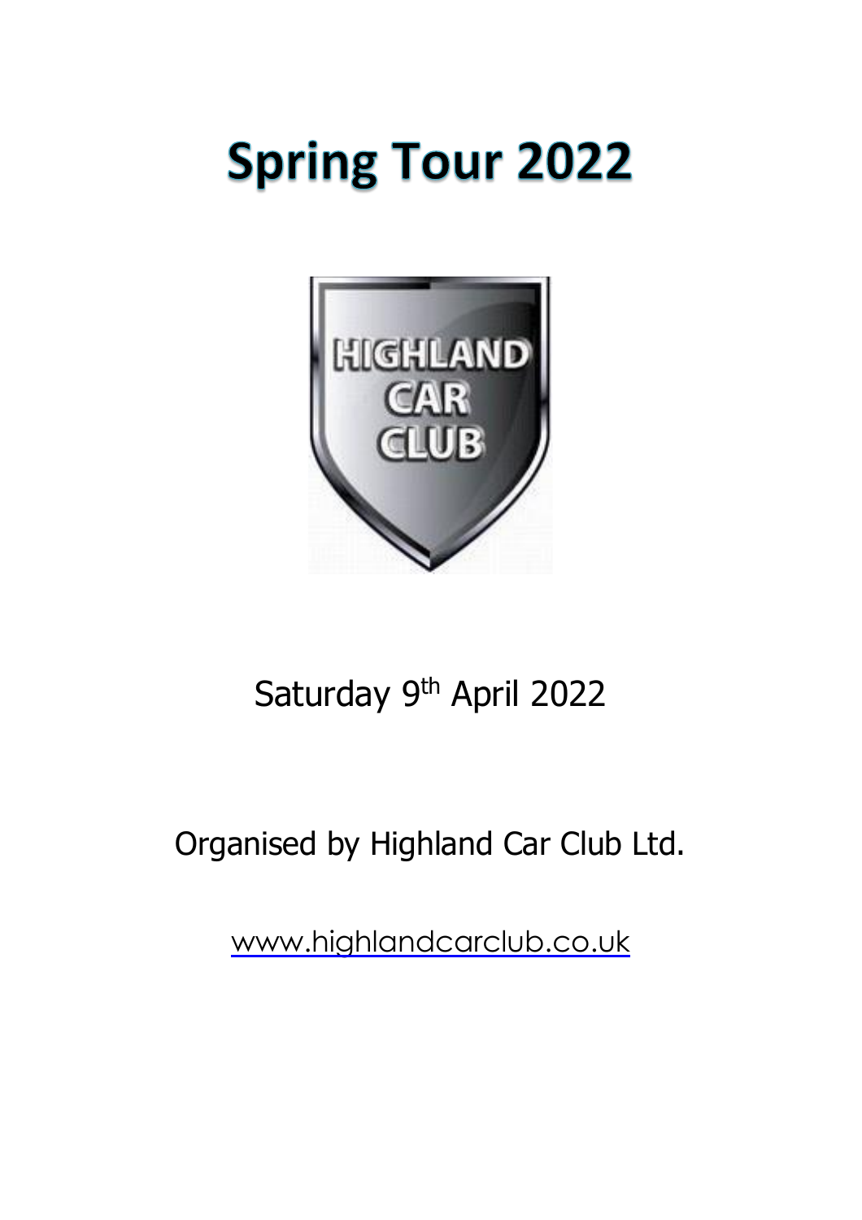# Spring Tour 2022

Saturday 9th April 2022

Organised by Highland Car Club Ltd.

www.highlandcarclub.co.uk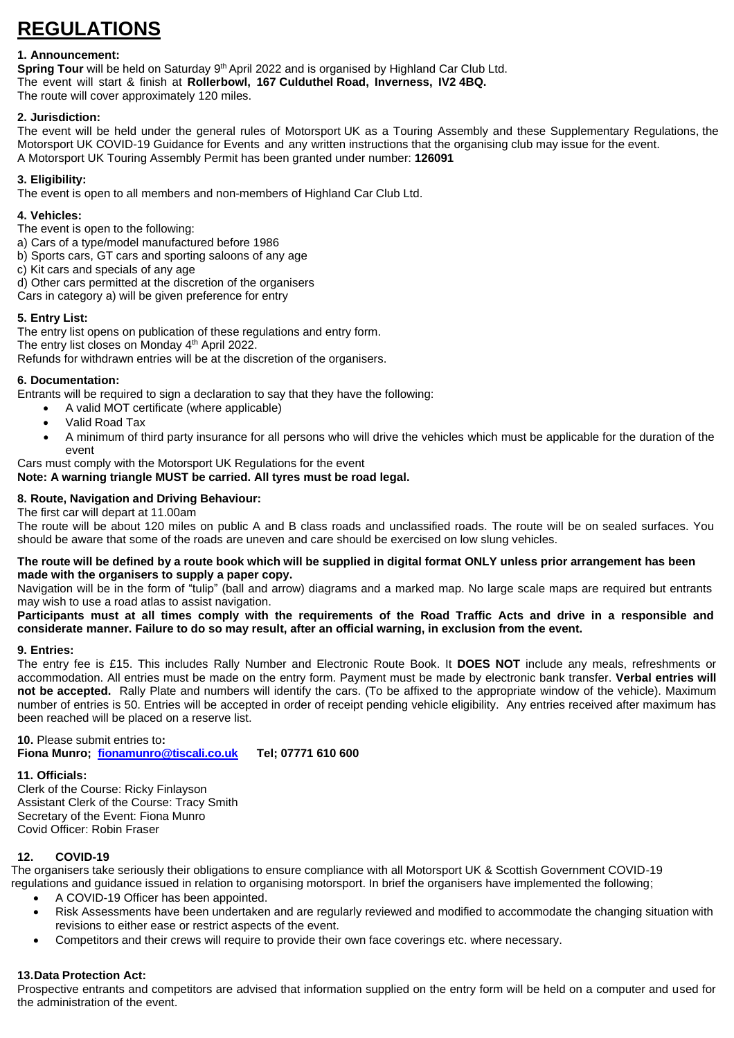# REGULATIONS

**1. Announcement:**

**Spring Tour** will be held on Saturday 9th April 2022 and is organised by Highland Car Club Ltd.
The event will start & finish at **Rollerbowl, 167 Culduthel Road, Inverness, IV2 4BQ.**
The route will cover approximately 120 miles.

**2. Jurisdiction:**

The event will be held under the general rules of Motorsport UK as a Touring Assembly and these Supplementary Regulations, the Motorsport UK COVID-19 Guidance for Events and any written instructions that the organising club may issue for the event.
A Motorsport UK Touring Assembly Permit has been granted under number: **126091**

**3. Eligibility:**

The event is open to all members and non-members of Highland Car Club Ltd.

**4. Vehicles:**

The event is open to the following:
a) Cars of a type/model manufactured before 1986
b) Sports cars, GT cars and sporting saloons of any age
c) Kit cars and specials of any age
d) Other cars permitted at the discretion of the organisers
Cars in category a) will be given preference for entry

**5. Entry List:**

The entry list opens on publication of these regulations and entry form.
The entry list closes on Monday 4th April 2022.
Refunds for withdrawn entries will be at the discretion of the organisers.

**6. Documentation:**

Entrants will be required to sign a declaration to say that they have the following:

- A valid MOT certificate (where applicable)
- Valid Road Tax
- A minimum of third party insurance for all persons who will drive the vehicles which must be applicable for the duration of the event

Cars must comply with the Motorsport UK Regulations for the event
**Note: A warning triangle MUST be carried. All tyres must be road legal.**

**8. Route, Navigation and Driving Behaviour:**

The first car will depart at 11.00am
The route will be about 120 miles on public A and B class roads and unclassified roads. The route will be on sealed surfaces. You should be aware that some of the roads are uneven and care should be exercised on low slung vehicles.

**The route will be defined by a route book which will be supplied in digital format ONLY unless prior arrangement has been made with the organisers to supply a paper copy.**
Navigation will be in the form of "tulip" (ball and arrow) diagrams and a marked map. No large scale maps are required but entrants may wish to use a road atlas to assist navigation.
**Participants must at all times comply with the requirements of the Road Traffic Acts and drive in a responsible and considerate manner. Failure to do so may result, after an official warning, in exclusion from the event.**

**9. Entries:**

The entry fee is £15. This includes Rally Number and Electronic Route Book. It **DOES NOT** include any meals, refreshments or accommodation. All entries must be made on the entry form. Payment must be made by electronic bank transfer. **Verbal entries will not be accepted.** Rally Plate and numbers will identify the cars. (To be affixed to the appropriate window of the vehicle). Maximum number of entries is 50. Entries will be accepted in order of receipt pending vehicle eligibility. Any entries received after maximum has been reached will be placed on a reserve list.

**10.** Please submit entries to**:**
**Fiona Munro; fionamunro@tiscali.co.uk Tel; 07771 610 600**

**11. Officials:**

Clerk of the Course: Ricky Finlayson
Assistant Clerk of the Course: Tracy Smith
Secretary of the Event: Fiona Munro
Covid Officer: Robin Fraser

**12. COVID-19**

The organisers take seriously their obligations to ensure compliance with all Motorsport UK & Scottish Government COVID-19 regulations and guidance issued in relation to organising motorsport. In brief the organisers have implemented the following;

- A COVID-19 Officer has been appointed.
- Risk Assessments have been undertaken and are regularly reviewed and modified to accommodate the changing situation with revisions to either ease or restrict aspects of the event.
- Competitors and their crews will require to provide their own face coverings etc. where necessary.

**13. Data Protection Act:**

Prospective entrants and competitors are advised that information supplied on the entry form will be held on a computer and used for the administration of the event.